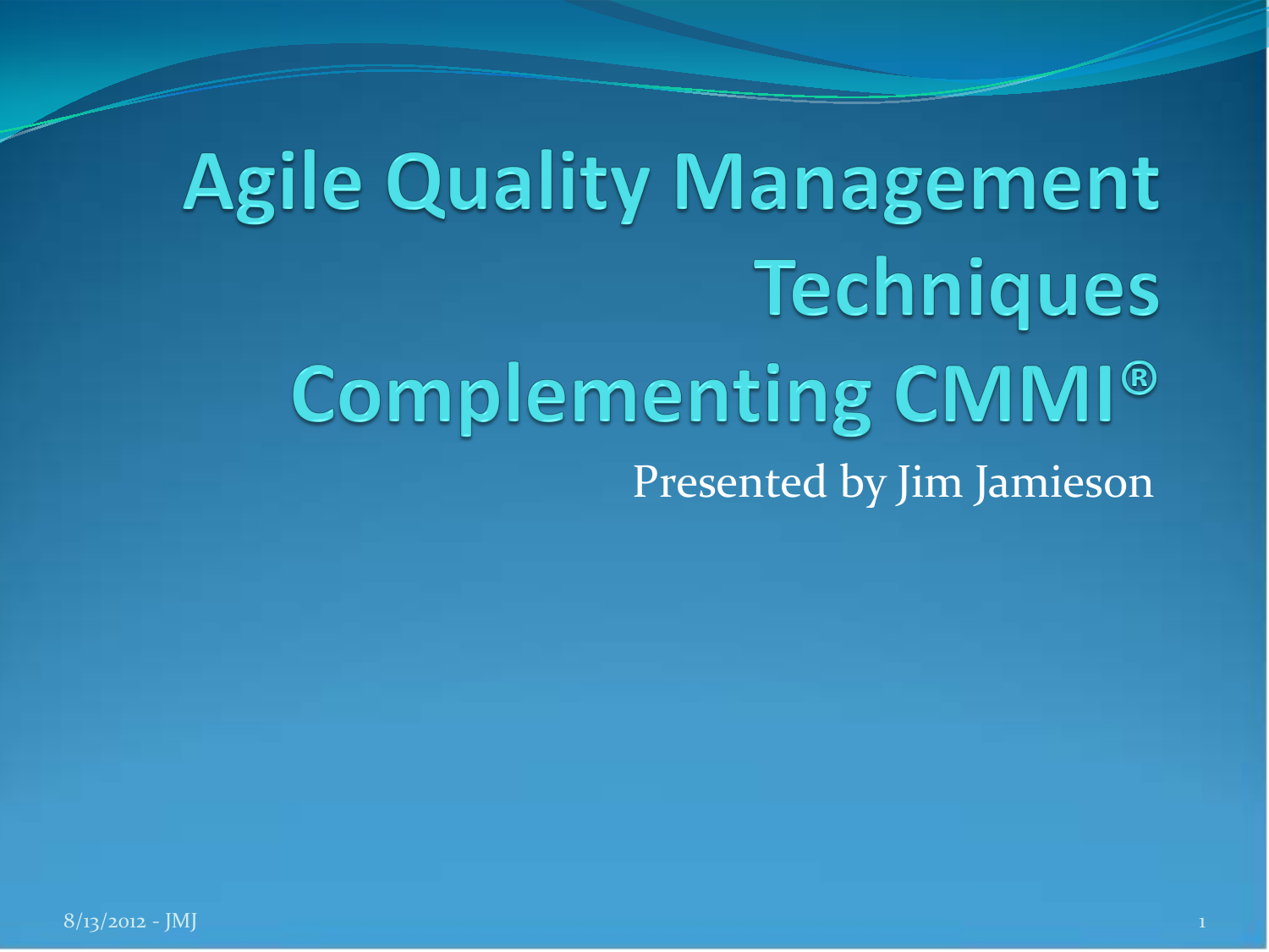# Agile Quality Management Techniques Complementing CMMI®

Presented by Jim Jamieson

8/13/2012 - JMJ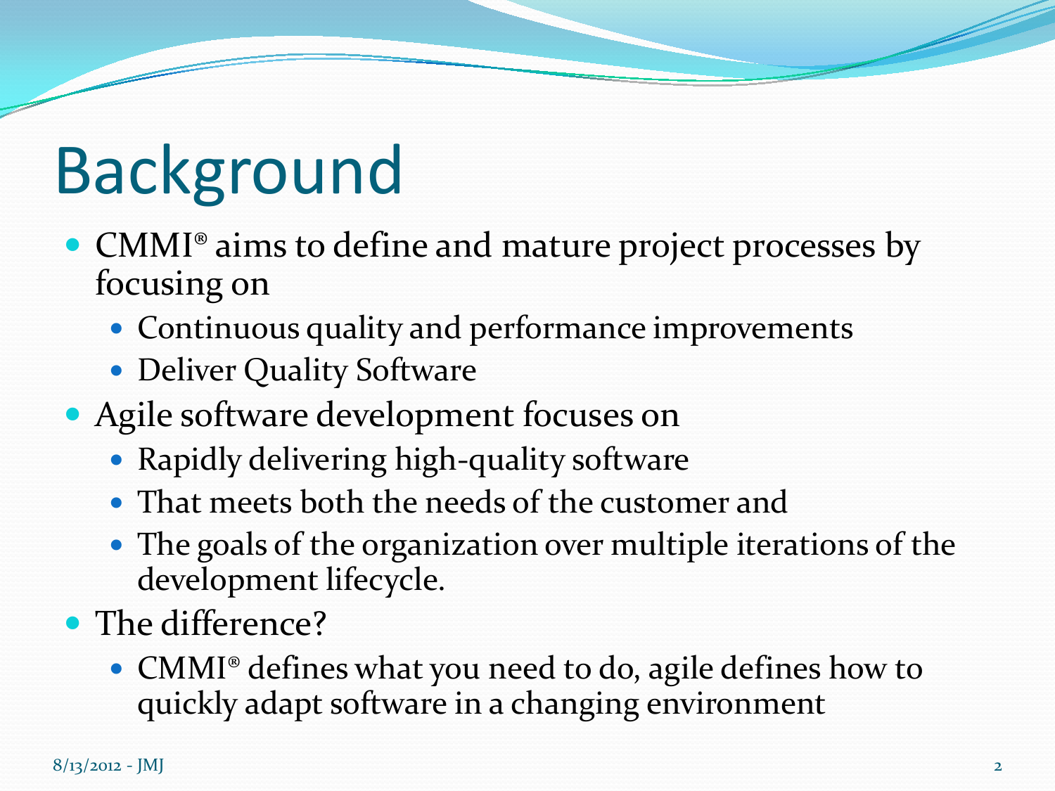# Background

- CMMI® aims to define and mature project processes by focusing on
  - Continuous quality and performance improvements
  - Deliver Quality Software
- Agile software development focuses on
  - Rapidly delivering high-quality software
  - That meets both the needs of the customer and
  - The goals of the organization over multiple iterations of the development lifecycle.
- The difference?
  - CMMI® defines what you need to do, agile defines how to quickly adapt software in a changing environment

8/13/2012 - JMJ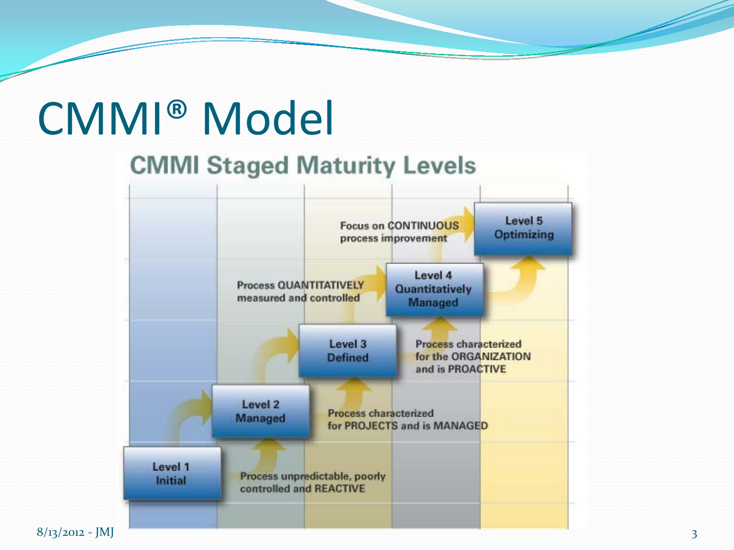# CMMI® Model

## CMMI Staged Maturity Levels

**Level 5 Optimizing** — Focus on CONTINUOUS process improvement

**Level 4 Quantitatively Managed** — Process QUANTITATIVELY measured and controlled

**Level 3 Defined** — Process characterized for the ORGANIZATION and is PROACTIVE

**Level 2 Managed** — Process characterized for PROJECTS and is MANAGED

**Level 1 Initial** — Process unpredictable, poorly controlled and REACTIVE

8/13/2012 - JMJ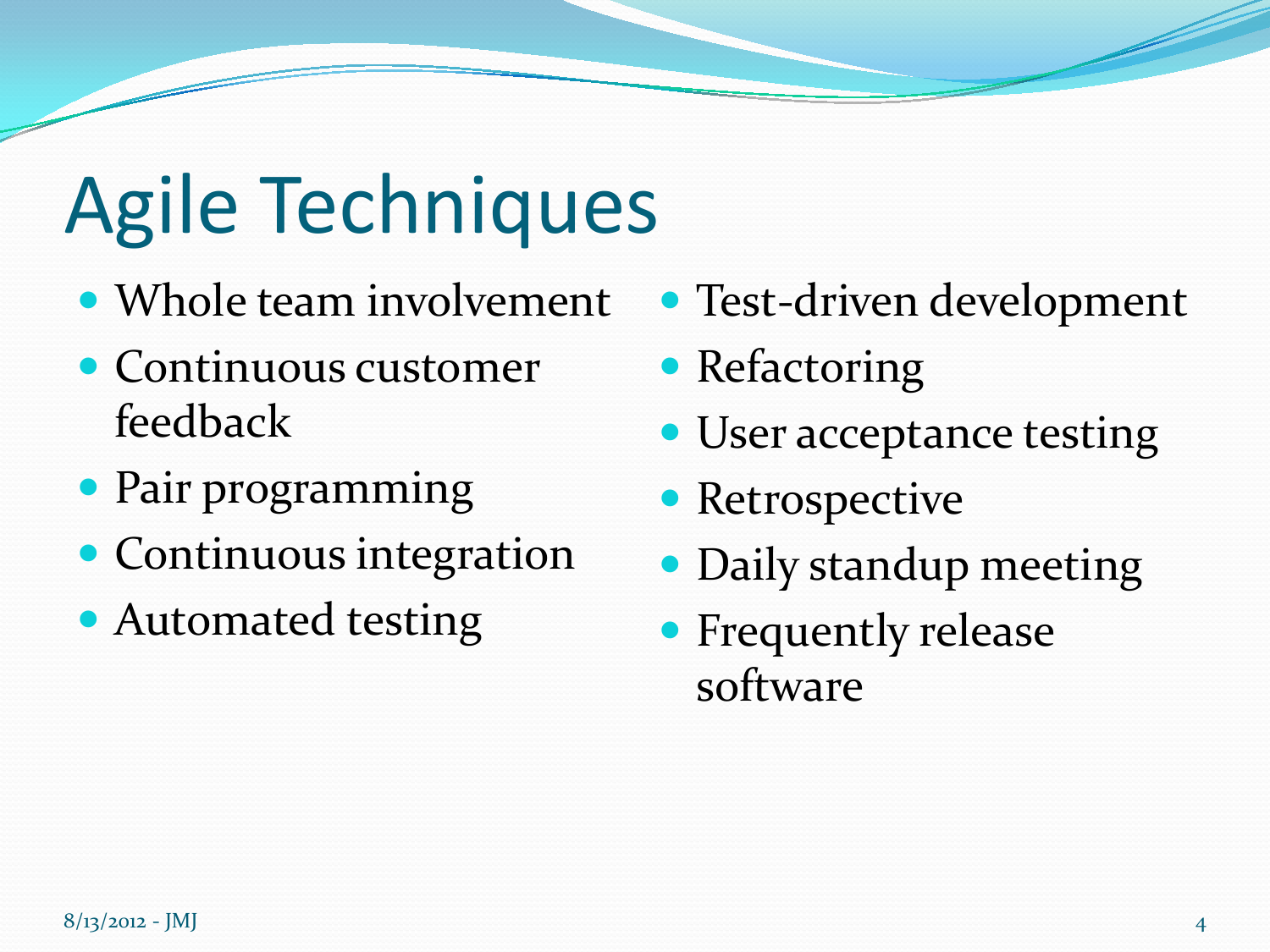# Agile Techniques

- Whole team involvement
- Continuous customer feedback
- Pair programming
- Continuous integration
- Automated testing
- Test-driven development
- Refactoring
- User acceptance testing
- Retrospective
- Daily standup meeting
- Frequently release software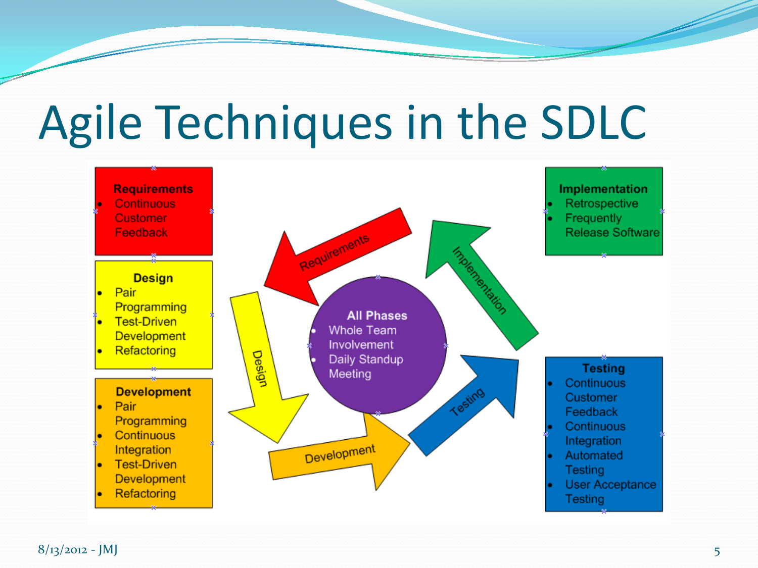# Agile Techniques in the SDLC

**Requirements**
- Continuous Customer Feedback

**Design**
- Pair Programming
- Test-Driven Development
- Refactoring

**Development**
- Pair Programming
- Continuous Integration
- Test-Driven Development
- Refactoring

**All Phases**
- Whole Team Involvement
- Daily Standup Meeting

**Implementation**
- Retrospective
- Frequently Release Software

**Testing**
- Continuous Customer Feedback
- Continuous Integration
- Automated Testing
- User Acceptance Testing

Requirements → Design → Development → Testing → Implementation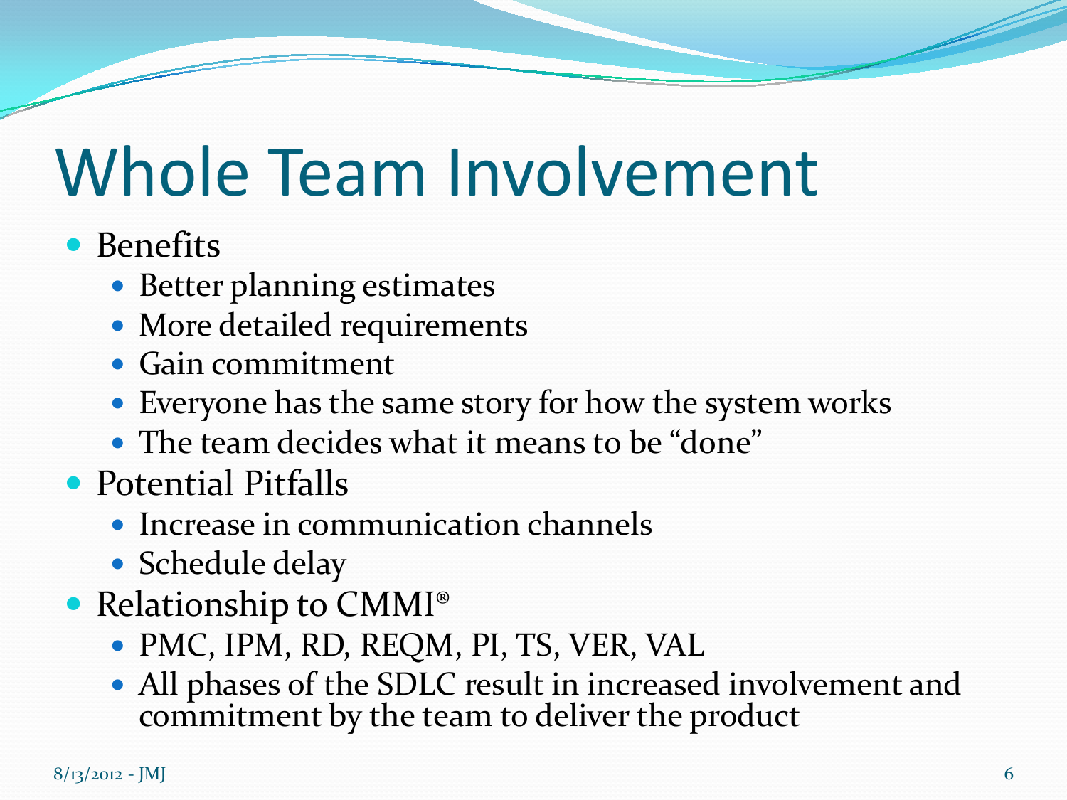# Whole Team Involvement

- Benefits
  - Better planning estimates
  - More detailed requirements
  - Gain commitment
  - Everyone has the same story for how the system works
  - The team decides what it means to be "done"
- Potential Pitfalls
  - Increase in communication channels
  - Schedule delay
- Relationship to CMMI®
  - PMC, IPM, RD, REQM, PI, TS, VER, VAL
  - All phases of the SDLC result in increased involvement and commitment by the team to deliver the product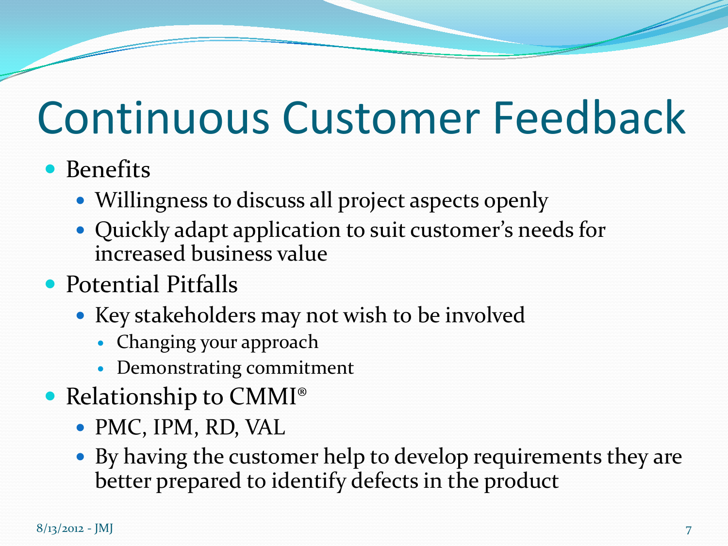# Continuous Customer Feedback

- Benefits
  - Willingness to discuss all project aspects openly
  - Quickly adapt application to suit customer's needs for increased business value
- Potential Pitfalls
  - Key stakeholders may not wish to be involved
    - Changing your approach
    - Demonstrating commitment
- Relationship to CMMI®
  - PMC, IPM, RD, VAL
  - By having the customer help to develop requirements they are better prepared to identify defects in the product

8/13/2012 - JMJ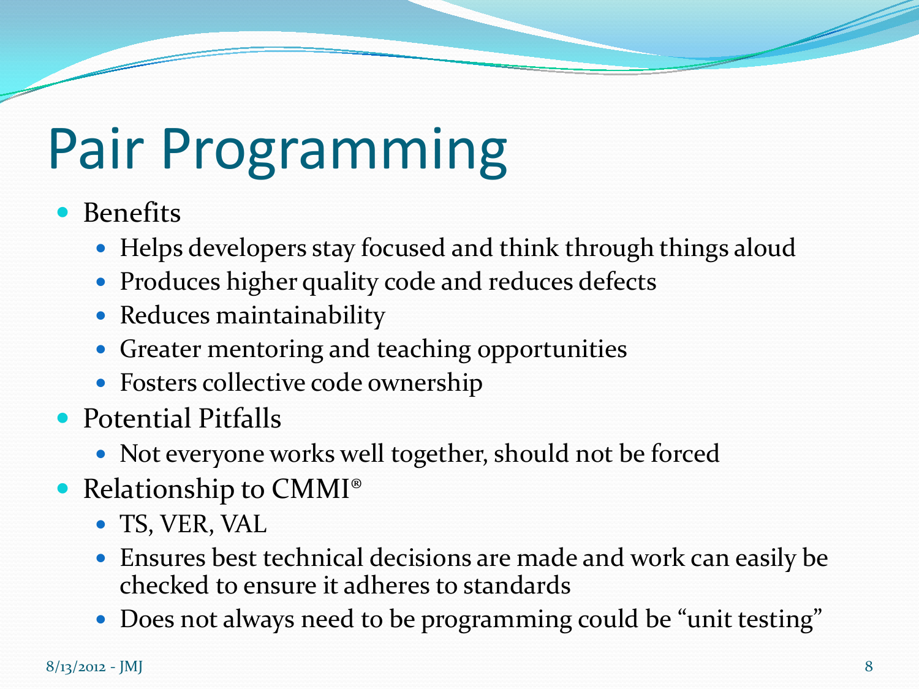# Pair Programming

- Benefits
  - Helps developers stay focused and think through things aloud
  - Produces higher quality code and reduces defects
  - Reduces maintainability
  - Greater mentoring and teaching opportunities
  - Fosters collective code ownership
- Potential Pitfalls
  - Not everyone works well together, should not be forced
- Relationship to CMMI®
  - TS, VER, VAL
  - Ensures best technical decisions are made and work can easily be checked to ensure it adheres to standards
  - Does not always need to be programming could be "unit testing"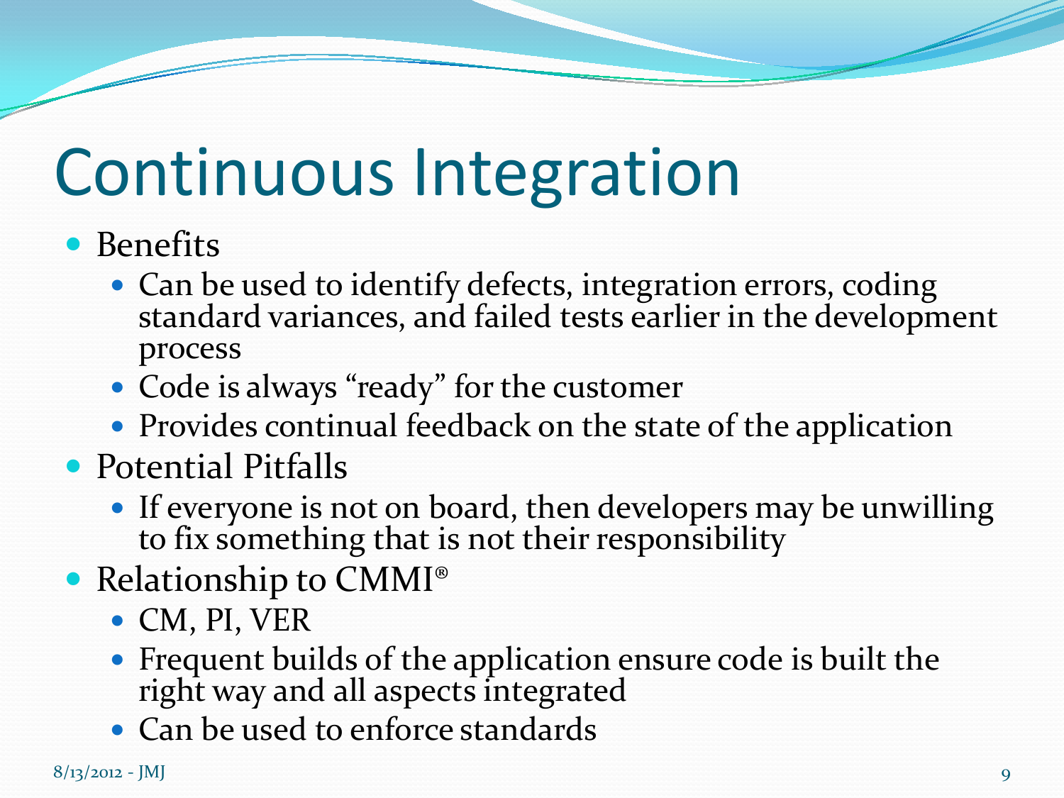# Continuous Integration

- Benefits
  - Can be used to identify defects, integration errors, coding standard variances, and failed tests earlier in the development process
  - Code is always "ready" for the customer
  - Provides continual feedback on the state of the application
- Potential Pitfalls
  - If everyone is not on board, then developers may be unwilling to fix something that is not their responsibility
- Relationship to CMMI®
  - CM, PI, VER
  - Frequent builds of the application ensure code is built the right way and all aspects integrated
  - Can be used to enforce standards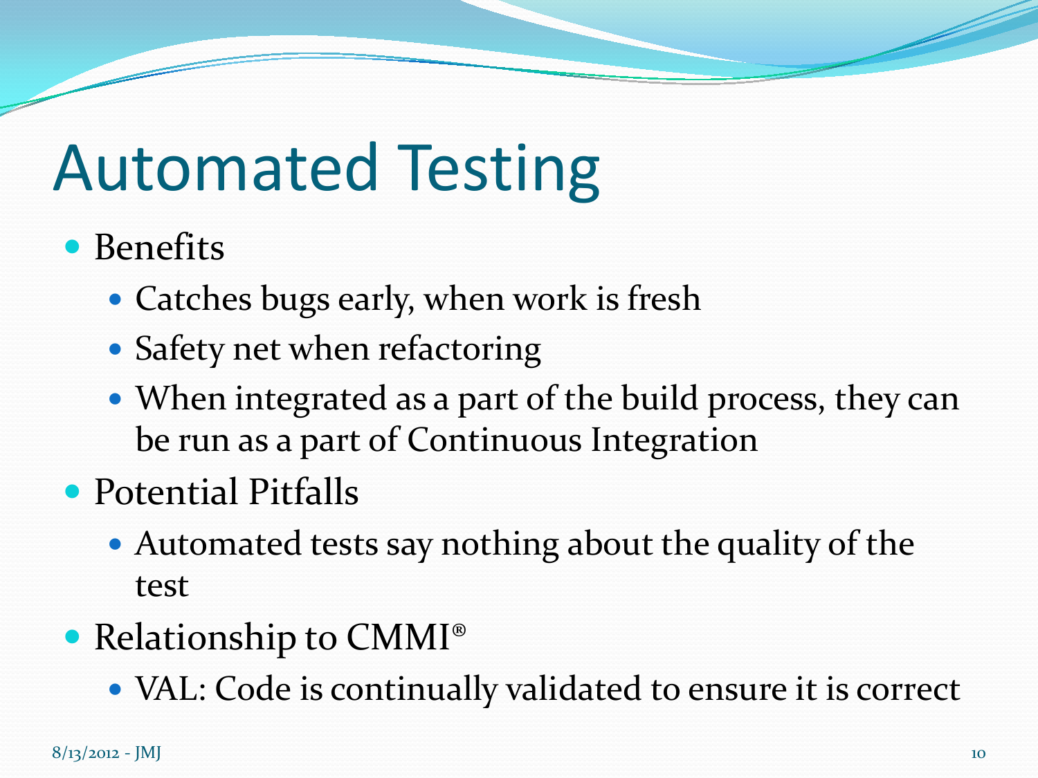# Automated Testing

- Benefits
  - Catches bugs early, when work is fresh
  - Safety net when refactoring
  - When integrated as a part of the build process, they can be run as a part of Continuous Integration
- Potential Pitfalls
  - Automated tests say nothing about the quality of the test
- Relationship to CMMI®
  - VAL: Code is continually validated to ensure it is correct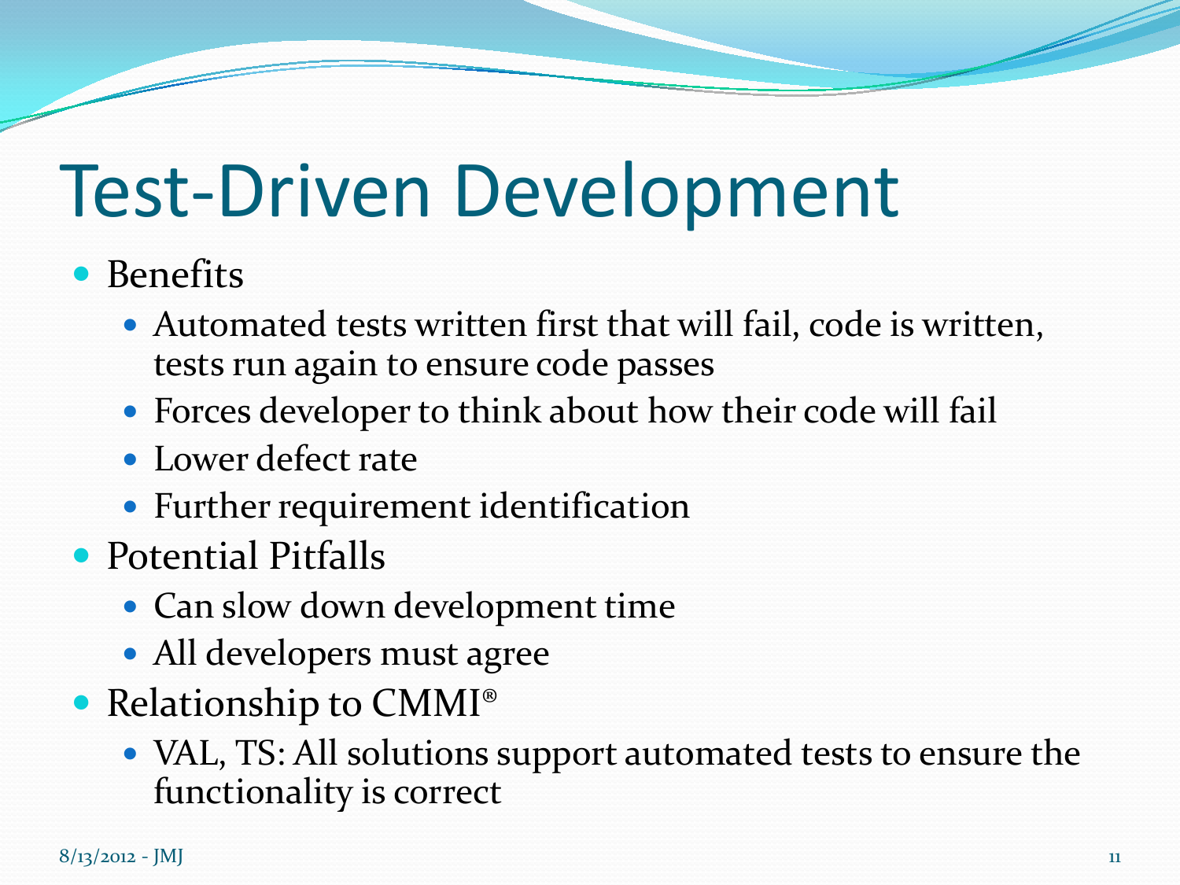# Test-Driven Development

- Benefits
  - Automated tests written first that will fail, code is written, tests run again to ensure code passes
  - Forces developer to think about how their code will fail
  - Lower defect rate
  - Further requirement identification
- Potential Pitfalls
  - Can slow down development time
  - All developers must agree
- Relationship to CMMI®
  - VAL, TS: All solutions support automated tests to ensure the functionality is correct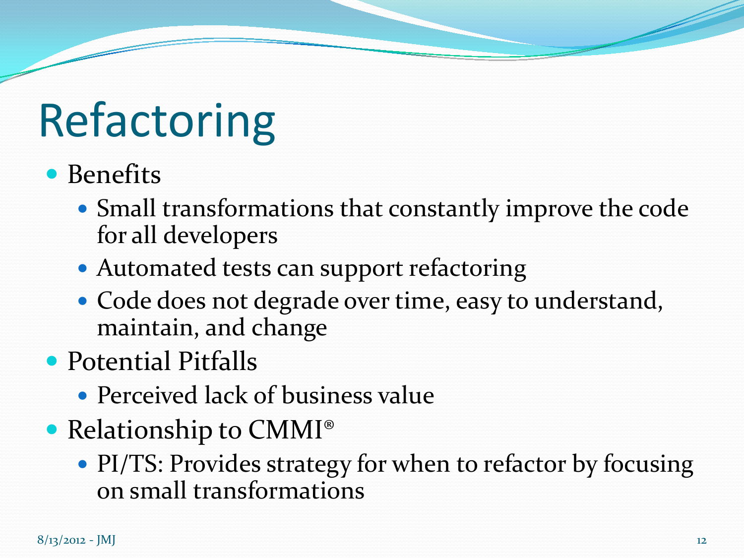# Refactoring

- Benefits
  - Small transformations that constantly improve the code for all developers
  - Automated tests can support refactoring
  - Code does not degrade over time, easy to understand, maintain, and change
- Potential Pitfalls
  - Perceived lack of business value
- Relationship to CMMI®
  - PI/TS: Provides strategy for when to refactor by focusing on small transformations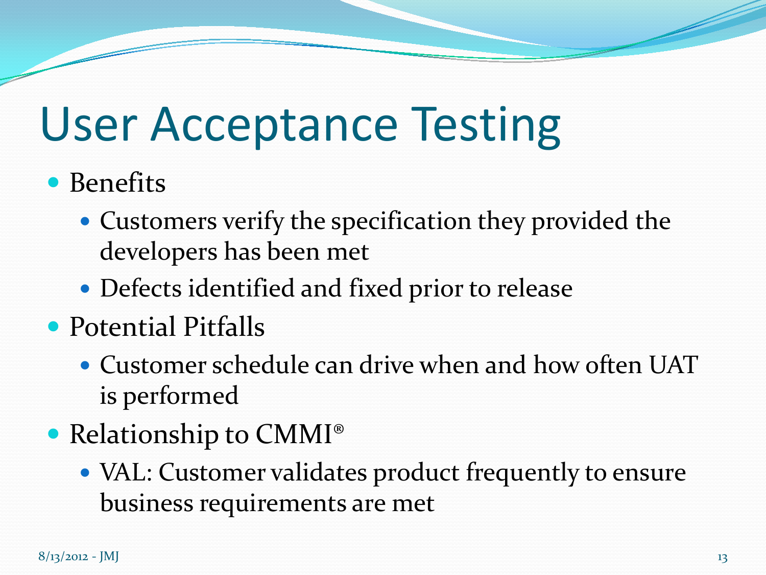# User Acceptance Testing

- Benefits
  - Customers verify the specification they provided the developers has been met
  - Defects identified and fixed prior to release
- Potential Pitfalls
  - Customer schedule can drive when and how often UAT is performed
- Relationship to CMMI®
  - VAL: Customer validates product frequently to ensure business requirements are met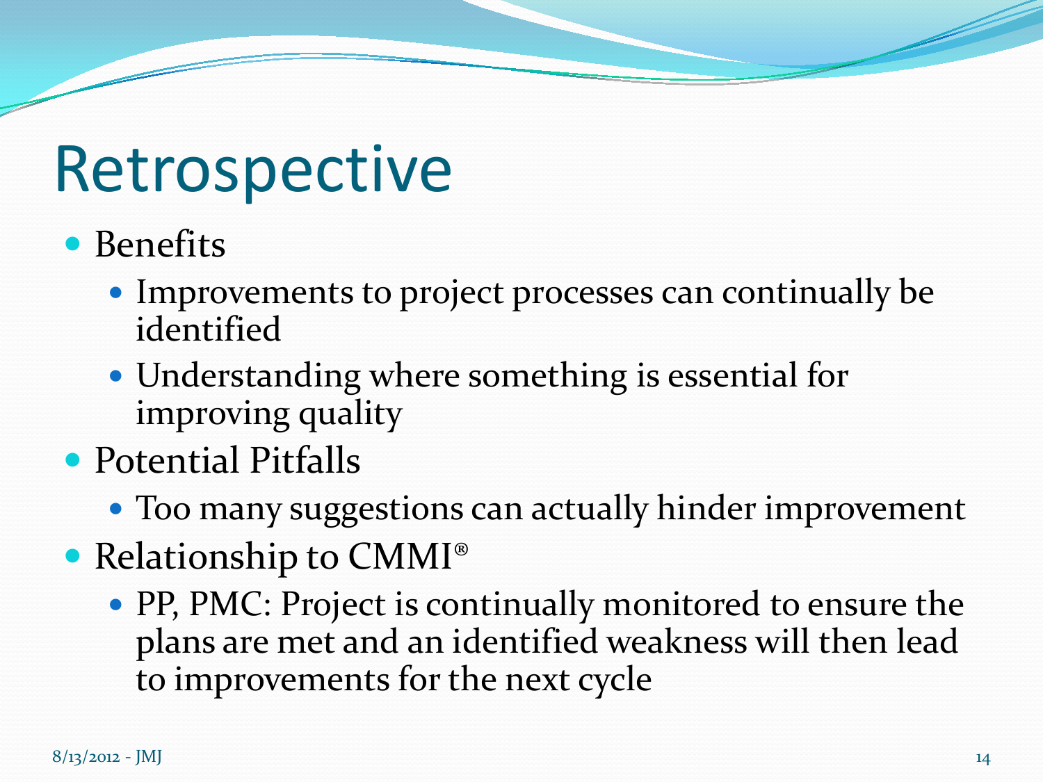# Retrospective

- Benefits
  - Improvements to project processes can continually be identified
  - Understanding where something is essential for improving quality
- Potential Pitfalls
  - Too many suggestions can actually hinder improvement
- Relationship to CMMI®
  - PP, PMC: Project is continually monitored to ensure the plans are met and an identified weakness will then lead to improvements for the next cycle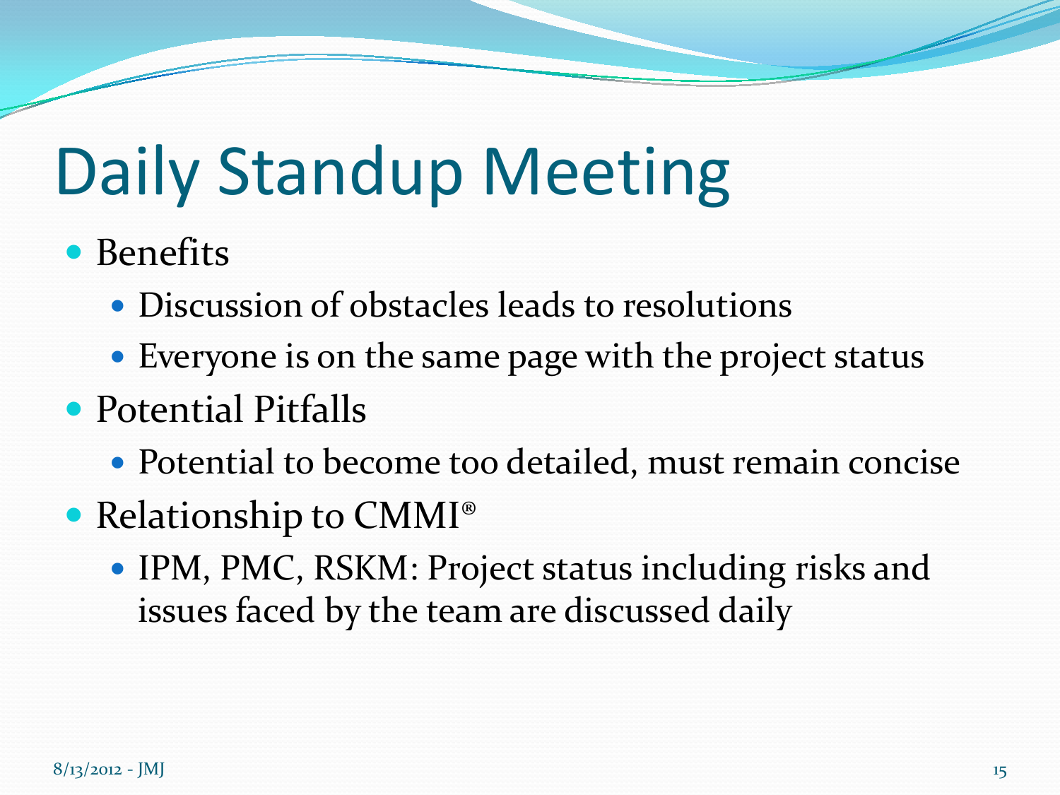# Daily Standup Meeting

- Benefits
  - Discussion of obstacles leads to resolutions
  - Everyone is on the same page with the project status
- Potential Pitfalls
  - Potential to become too detailed, must remain concise
- Relationship to CMMI®
  - IPM, PMC, RSKM: Project status including risks and issues faced by the team are discussed daily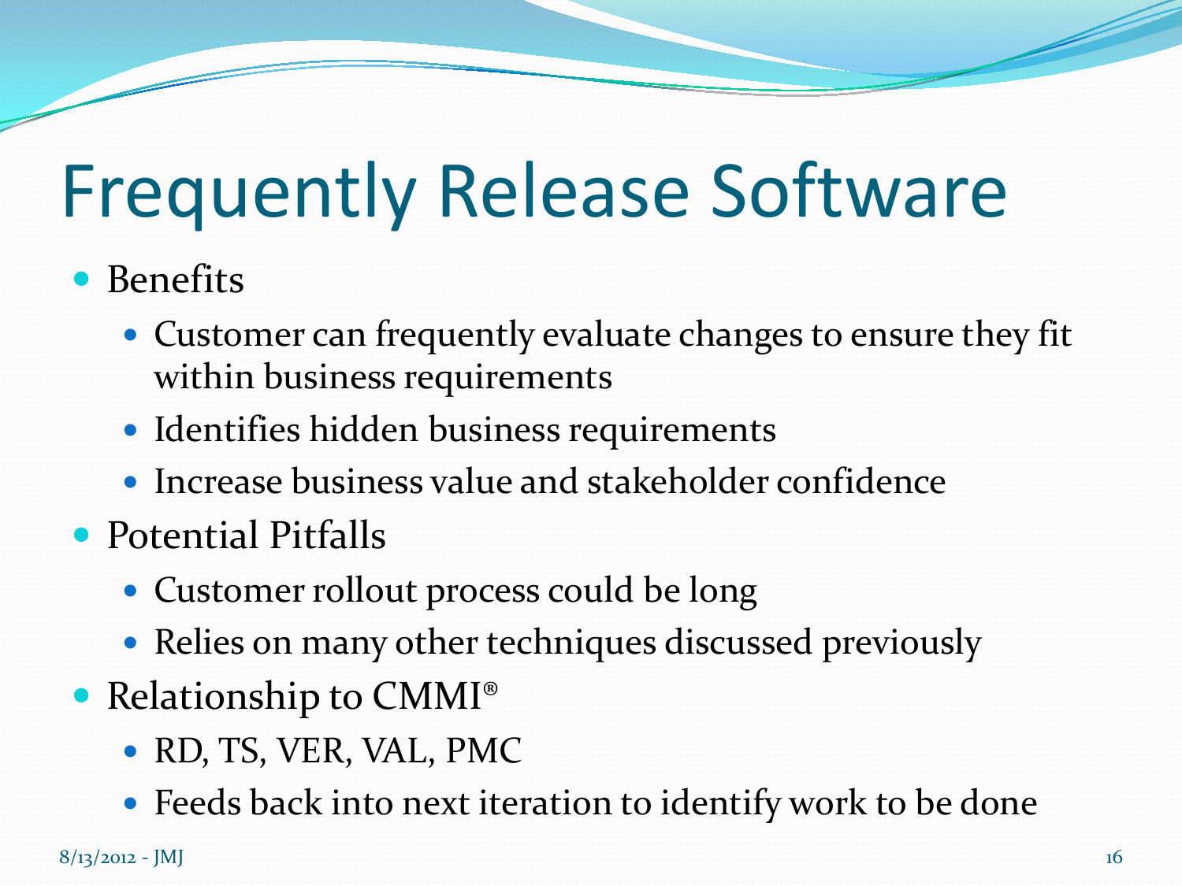# Frequently Release Software

- Benefits
  - Customer can frequently evaluate changes to ensure they fit within business requirements
  - Identifies hidden business requirements
  - Increase business value and stakeholder confidence
- Potential Pitfalls
  - Customer rollout process could be long
  - Relies on many other techniques discussed previously
- Relationship to CMMI®
  - RD, TS, VER, VAL, PMC
  - Feeds back into next iteration to identify work to be done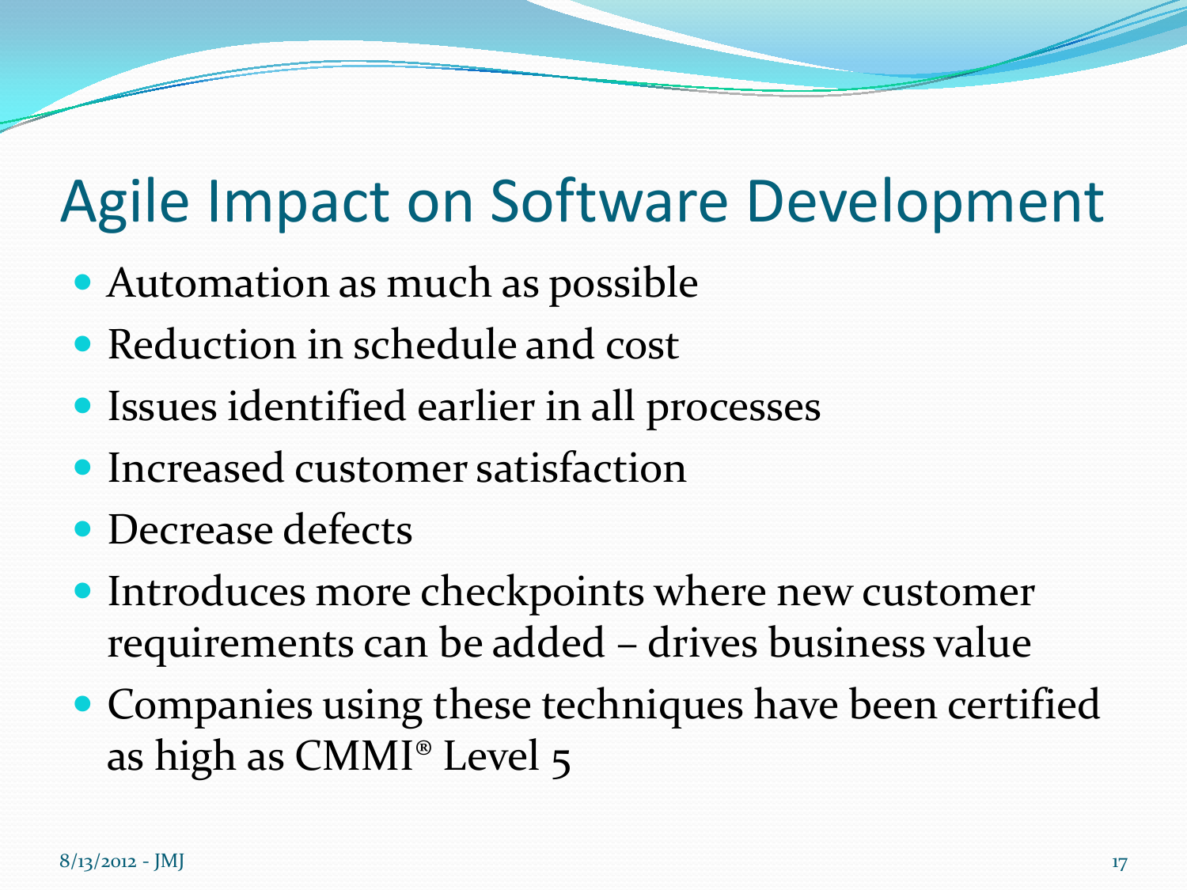# Agile Impact on Software Development

- Automation as much as possible
- Reduction in schedule and cost
- Issues identified earlier in all processes
- Increased customer satisfaction
- Decrease defects
- Introduces more checkpoints where new customer requirements can be added – drives business value
- Companies using these techniques have been certified as high as CMMI® Level 5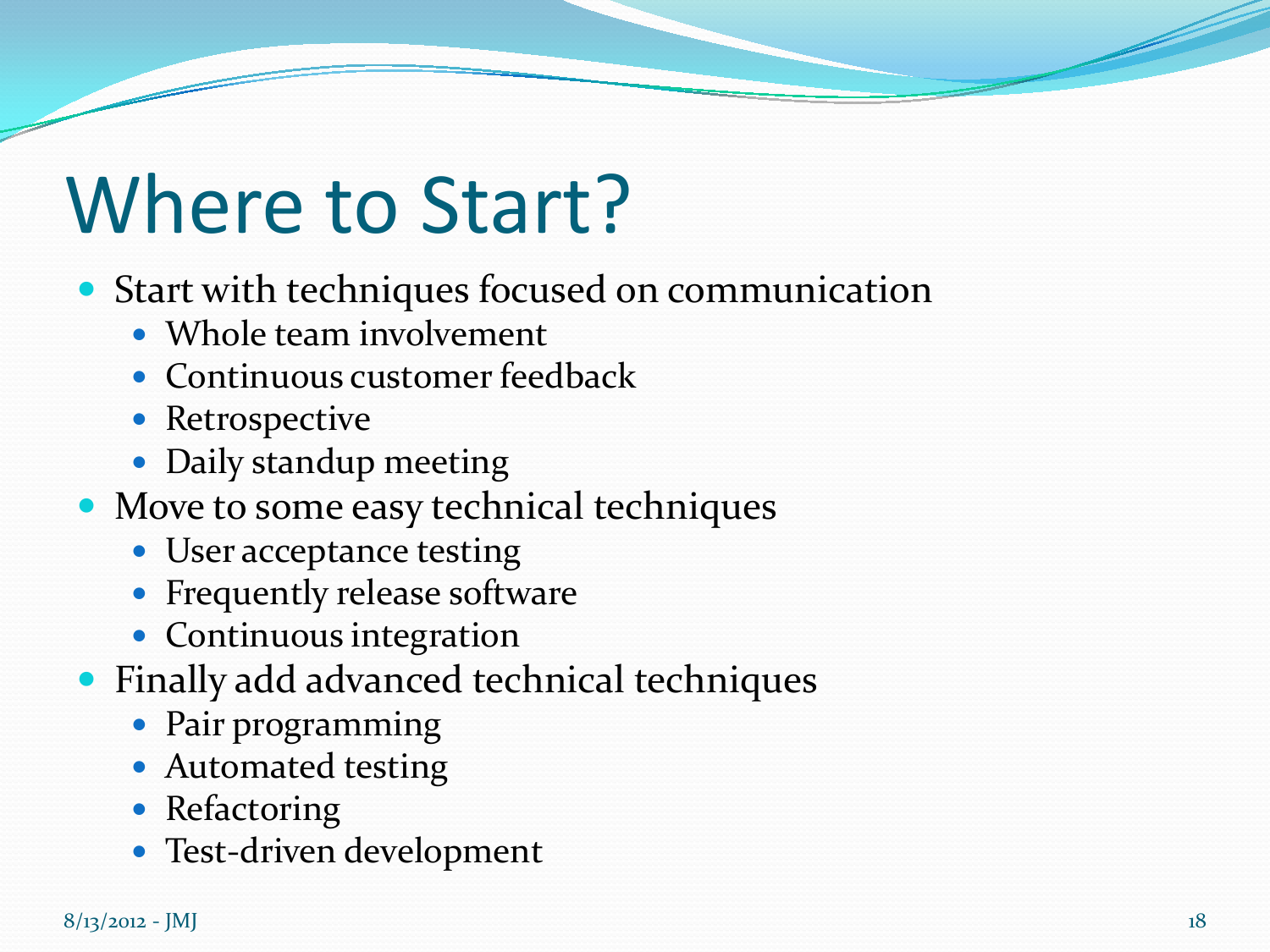# Where to Start?

- Start with techniques focused on communication
  - Whole team involvement
  - Continuous customer feedback
  - Retrospective
  - Daily standup meeting
- Move to some easy technical techniques
  - User acceptance testing
  - Frequently release software
  - Continuous integration
- Finally add advanced technical techniques
  - Pair programming
  - Automated testing
  - Refactoring
  - Test-driven development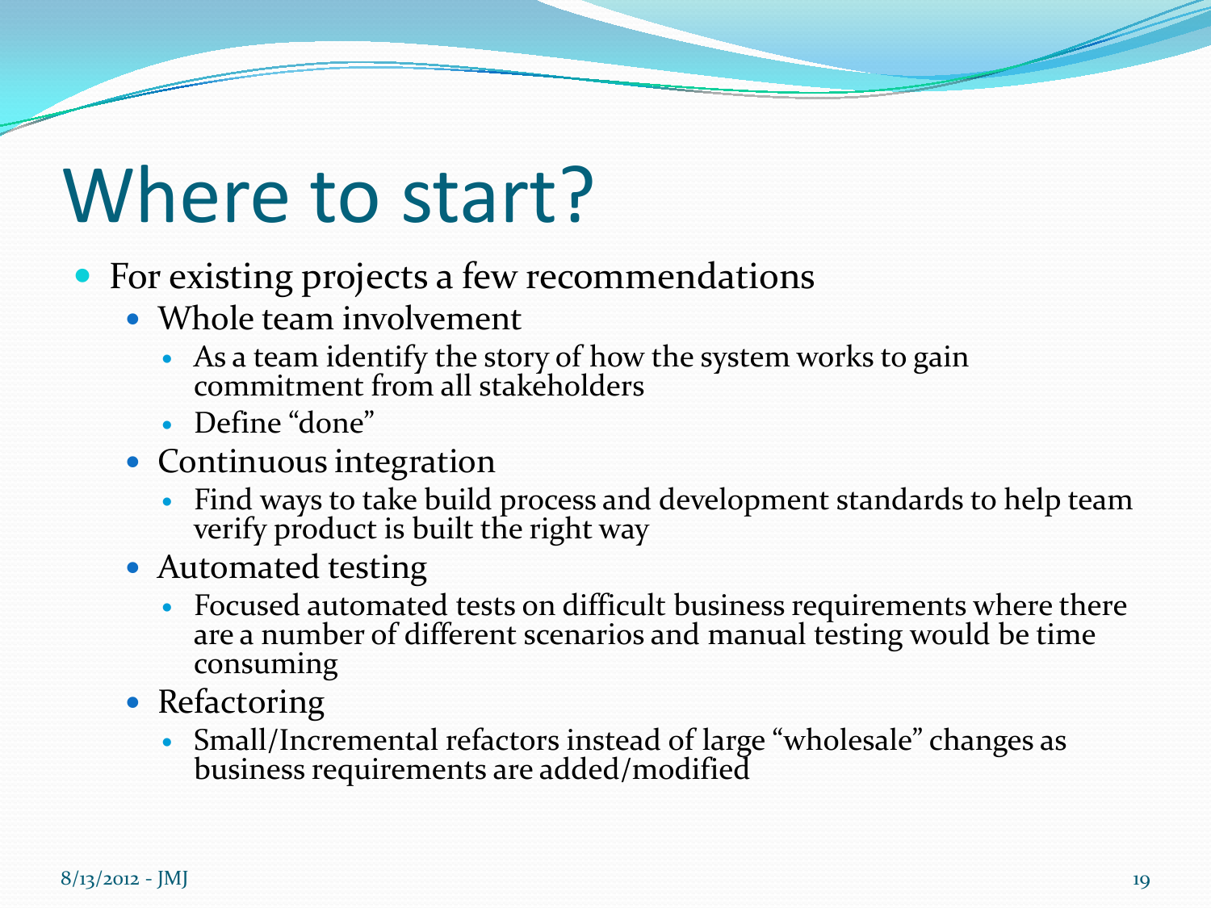# Where to start?

- For existing projects a few recommendations
  - Whole team involvement
    - As a team identify the story of how the system works to gain commitment from all stakeholders
    - Define “done”
  - Continuous integration
    - Find ways to take build process and development standards to help team verify product is built the right way
  - Automated testing
    - Focused automated tests on difficult business requirements where there are a number of different scenarios and manual testing would be time consuming
  - Refactoring
    - Small/Incremental refactors instead of large “wholesale” changes as business requirements are added/modified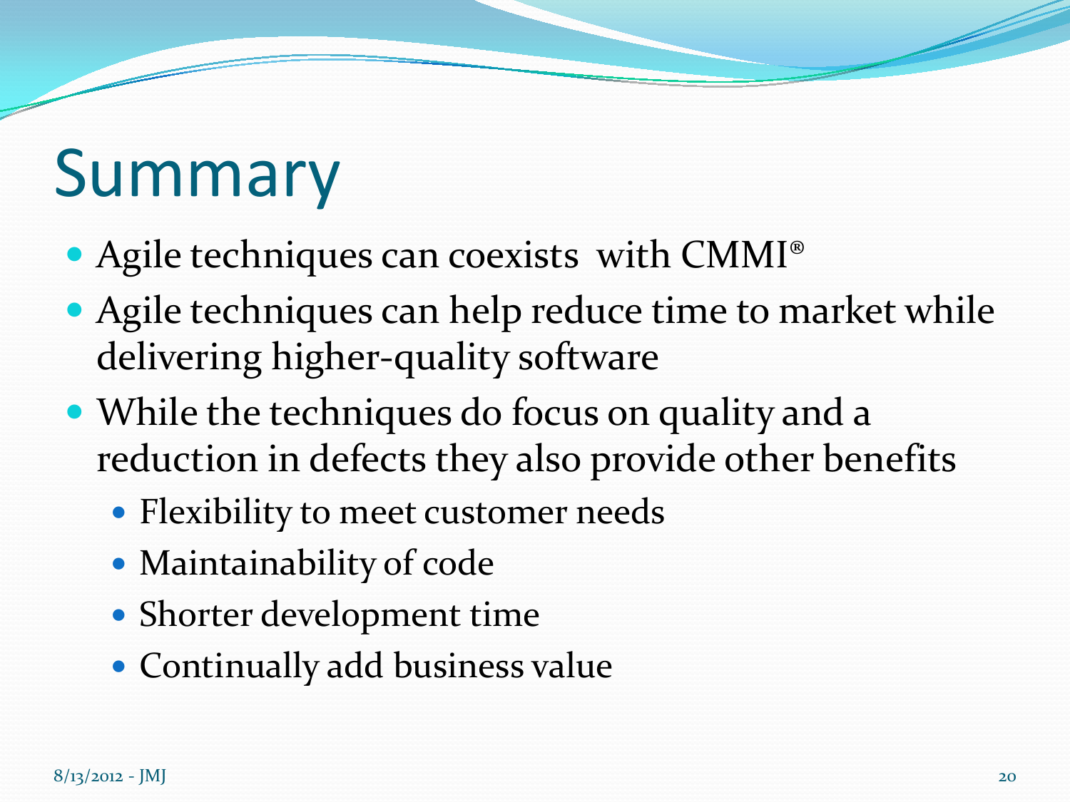# Summary

- Agile techniques can coexists with CMMI®
- Agile techniques can help reduce time to market while delivering higher-quality software
- While the techniques do focus on quality and a reduction in defects they also provide other benefits
  - Flexibility to meet customer needs
  - Maintainability of code
  - Shorter development time
  - Continually add business value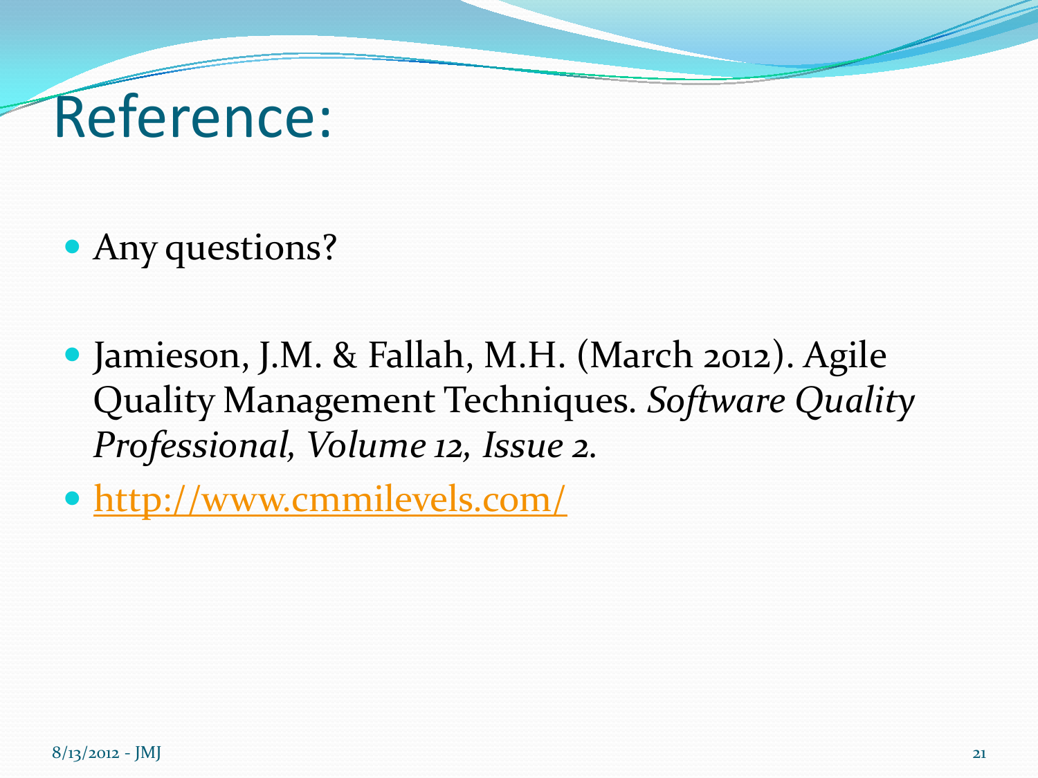# Reference:

- Any questions?

- Jamieson, J.M. & Fallah, M.H. (March 2012). Agile Quality Management Techniques. *Software Quality Professional, Volume 12, Issue 2.*
- http://www.cmmilevels.com/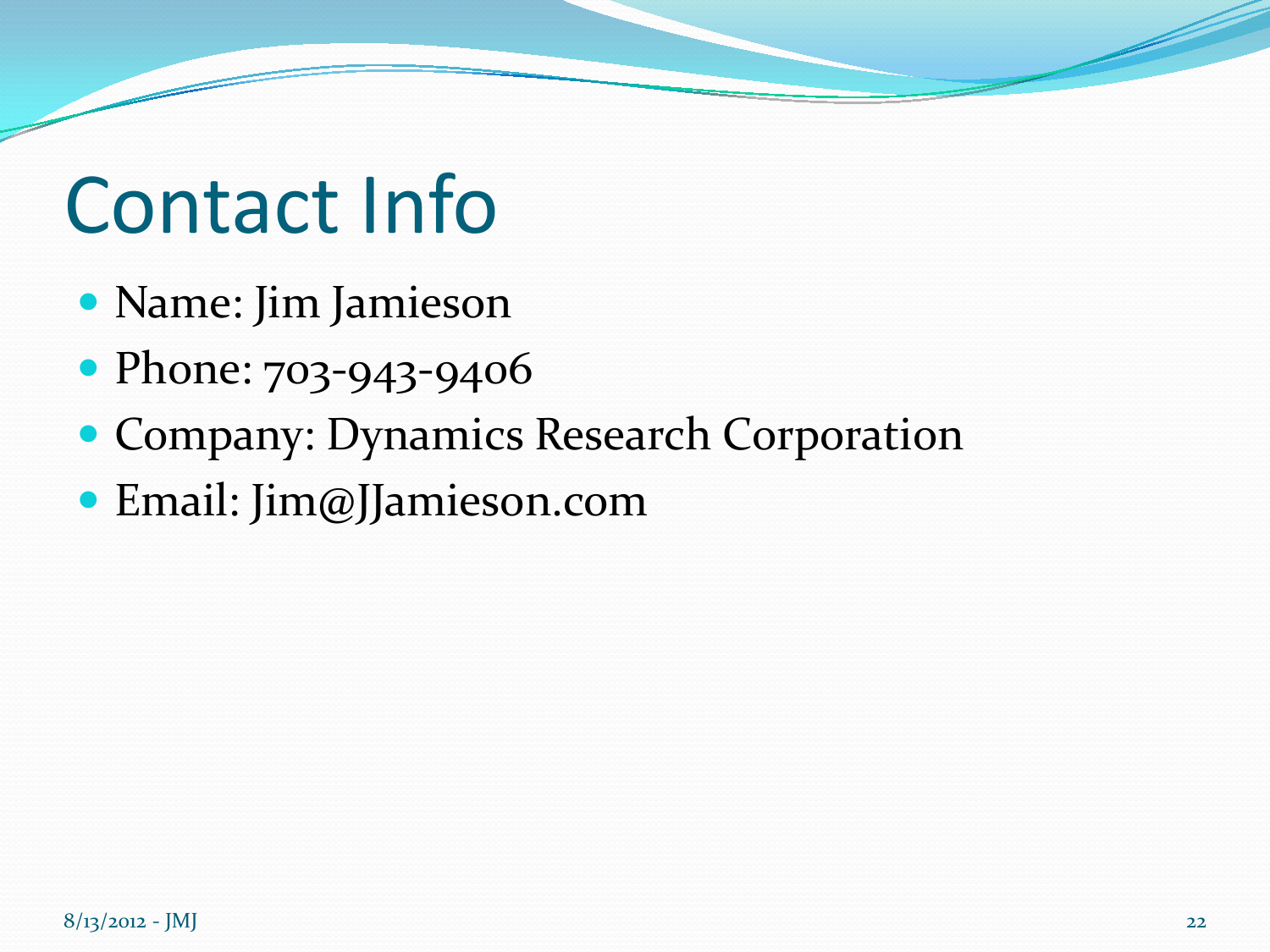# Contact Info

- Name: Jim Jamieson
- Phone: 703-943-9406
- Company: Dynamics Research Corporation
- Email: Jim@JJamieson.com